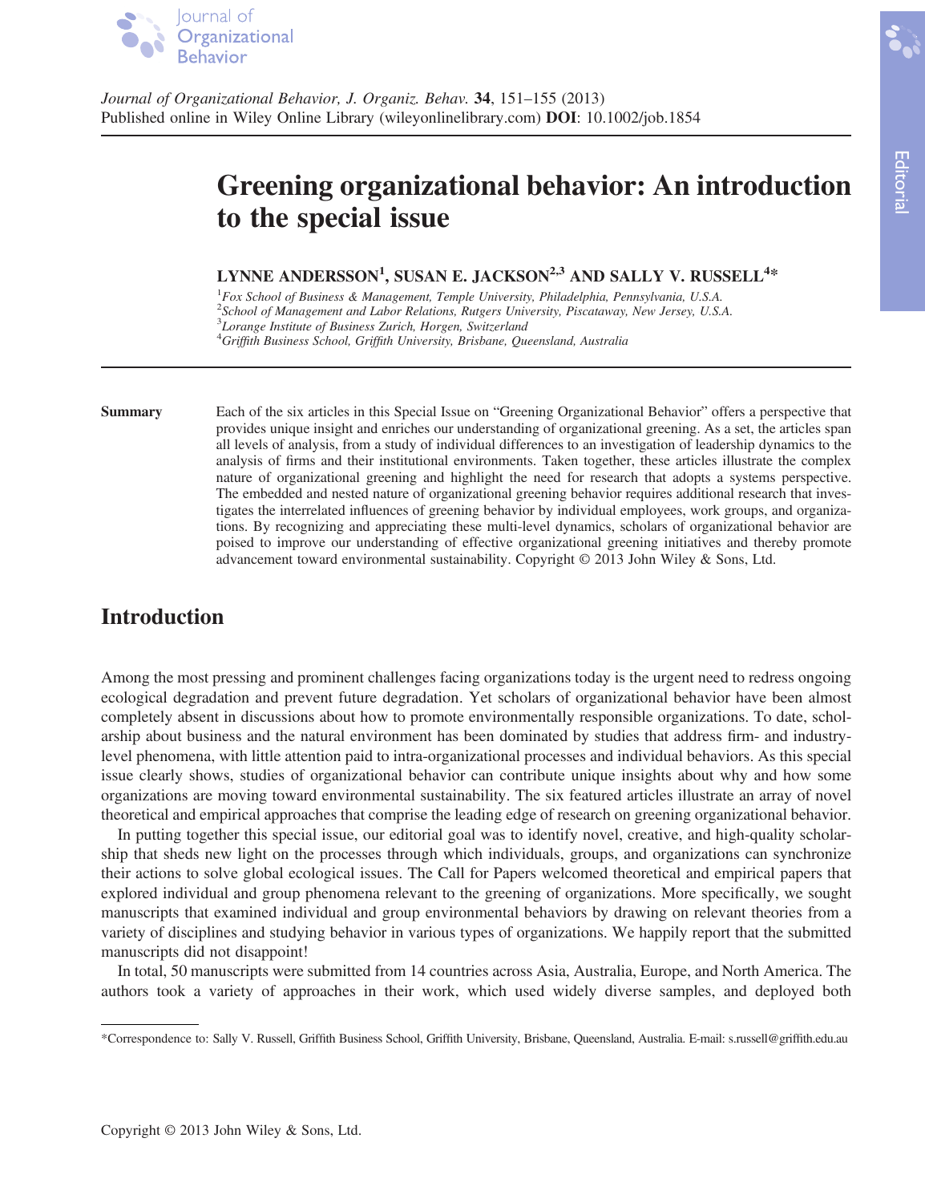# Greening organizational behavior: An introduction to the special issue

**LYNNE ANDERSSON[1], SUSAN E. JACKSON[2,3] AND SALLY V. RUSSELL[4]***

[1]*Fox School of Business & Management, Temple University, Philadelphia, Pennsylvania, U.S.A.*
[2]*School of Management and Labor Relations, Rutgers University, Piscataway, New Jersey, U.S.A.*
[3]*Lorange Institute of Business Zurich, Horgen, Switzerland*
[4]*Griffith Business School, Griffith University, Brisbane, Queensland, Australia*

**Summary** Each of the six articles in this Special Issue on "Greening Organizational Behavior" offers a perspective that provides unique insight and enriches our understanding of organizational greening. As a set, the articles span all levels of analysis, from a study of individual differences to an investigation of leadership dynamics to the analysis of firms and their institutional environments. Taken together, these articles illustrate the complex nature of organizational greening and highlight the need for research that adopts a systems perspective. The embedded and nested nature of organizational greening behavior requires additional research that investigates the interrelated influences of greening behavior by individual employees, work groups, and organizations. By recognizing and appreciating these multi-level dynamics, scholars of organizational behavior are poised to improve our understanding of effective organizational greening initiatives and thereby promote advancement toward environmental sustainability. Copyright © 2013 John Wiley & Sons, Ltd.

## Introduction

Among the most pressing and prominent challenges facing organizations today is the urgent need to redress ongoing ecological degradation and prevent future degradation. Yet scholars of organizational behavior have been almost completely absent in discussions about how to promote environmentally responsible organizations. To date, scholarship about business and the natural environment has been dominated by studies that address firm- and industry-level phenomena, with little attention paid to intra-organizational processes and individual behaviors. As this special issue clearly shows, studies of organizational behavior can contribute unique insights about why and how some organizations are moving toward environmental sustainability. The six featured articles illustrate an array of novel theoretical and empirical approaches that comprise the leading edge of research on greening organizational behavior.

In putting together this special issue, our editorial goal was to identify novel, creative, and high-quality scholarship that sheds new light on the processes through which individuals, groups, and organizations can synchronize their actions to solve global ecological issues. The Call for Papers welcomed theoretical and empirical papers that explored individual and group phenomena relevant to the greening of organizations. More specifically, we sought manuscripts that examined individual and group environmental behaviors by drawing on relevant theories from a variety of disciplines and studying behavior in various types of organizations. We happily report that the submitted manuscripts did not disappoint!

In total, 50 manuscripts were submitted from 14 countries across Asia, Australia, Europe, and North America. The authors took a variety of approaches in their work, which used widely diverse samples, and deployed both

*Correspondence to: Sally V. Russell, Griffith Business School, Griffith University, Brisbane, Queensland, Australia. E-mail: s.russell@griffith.edu.au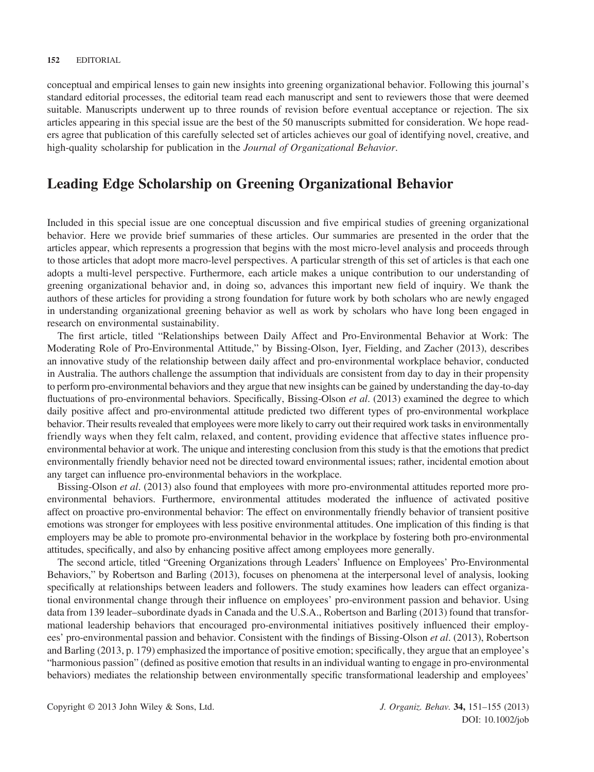conceptual and empirical lenses to gain new insights into greening organizational behavior. Following this journal's standard editorial processes, the editorial team read each manuscript and sent to reviewers those that were deemed suitable. Manuscripts underwent up to three rounds of revision before eventual acceptance or rejection. The six articles appearing in this special issue are the best of the 50 manuscripts submitted for consideration. We hope readers agree that publication of this carefully selected set of articles achieves our goal of identifying novel, creative, and high-quality scholarship for publication in the *Journal of Organizational Behavior*.

## Leading Edge Scholarship on Greening Organizational Behavior

Included in this special issue are one conceptual discussion and five empirical studies of greening organizational behavior. Here we provide brief summaries of these articles. Our summaries are presented in the order that the articles appear, which represents a progression that begins with the most micro-level analysis and proceeds through to those articles that adopt more macro-level perspectives. A particular strength of this set of articles is that each one adopts a multi-level perspective. Furthermore, each article makes a unique contribution to our understanding of greening organizational behavior and, in doing so, advances this important new field of inquiry. We thank the authors of these articles for providing a strong foundation for future work by both scholars who are newly engaged in understanding organizational greening behavior as well as work by scholars who have long been engaged in research on environmental sustainability.

The first article, titled "Relationships between Daily Affect and Pro-Environmental Behavior at Work: The Moderating Role of Pro-Environmental Attitude," by Bissing-Olson, Iyer, Fielding, and Zacher (2013), describes an innovative study of the relationship between daily affect and pro-environmental workplace behavior, conducted in Australia. The authors challenge the assumption that individuals are consistent from day to day in their propensity to perform pro-environmental behaviors and they argue that new insights can be gained by understanding the day-to-day fluctuations of pro-environmental behaviors. Specifically, Bissing-Olson *et al*. (2013) examined the degree to which daily positive affect and pro-environmental attitude predicted two different types of pro-environmental workplace behavior. Their results revealed that employees were more likely to carry out their required work tasks in environmentally friendly ways when they felt calm, relaxed, and content, providing evidence that affective states influence pro-environmental behavior at work. The unique and interesting conclusion from this study is that the emotions that predict environmentally friendly behavior need not be directed toward environmental issues; rather, incidental emotion about any target can influence pro-environmental behaviors in the workplace.

Bissing-Olson *et al*. (2013) also found that employees with more pro-environmental attitudes reported more pro-environmental behaviors. Furthermore, environmental attitudes moderated the influence of activated positive affect on proactive pro-environmental behavior: The effect on environmentally friendly behavior of transient positive emotions was stronger for employees with less positive environmental attitudes. One implication of this finding is that employers may be able to promote pro-environmental behavior in the workplace by fostering both pro-environmental attitudes, specifically, and also by enhancing positive affect among employees more generally.

The second article, titled "Greening Organizations through Leaders' Influence on Employees' Pro-Environmental Behaviors," by Robertson and Barling (2013), focuses on phenomena at the interpersonal level of analysis, looking specifically at relationships between leaders and followers. The study examines how leaders can effect organizational environmental change through their influence on employees' pro-environment passion and behavior. Using data from 139 leader–subordinate dyads in Canada and the U.S.A., Robertson and Barling (2013) found that transformational leadership behaviors that encouraged pro-environmental initiatives positively influenced their employees' pro-environmental passion and behavior. Consistent with the findings of Bissing-Olson *et al*. (2013), Robertson and Barling (2013, p. 179) emphasized the importance of positive emotion; specifically, they argue that an employee's "harmonious passion" (defined as positive emotion that results in an individual wanting to engage in pro-environmental behaviors) mediates the relationship between environmentally specific transformational leadership and employees'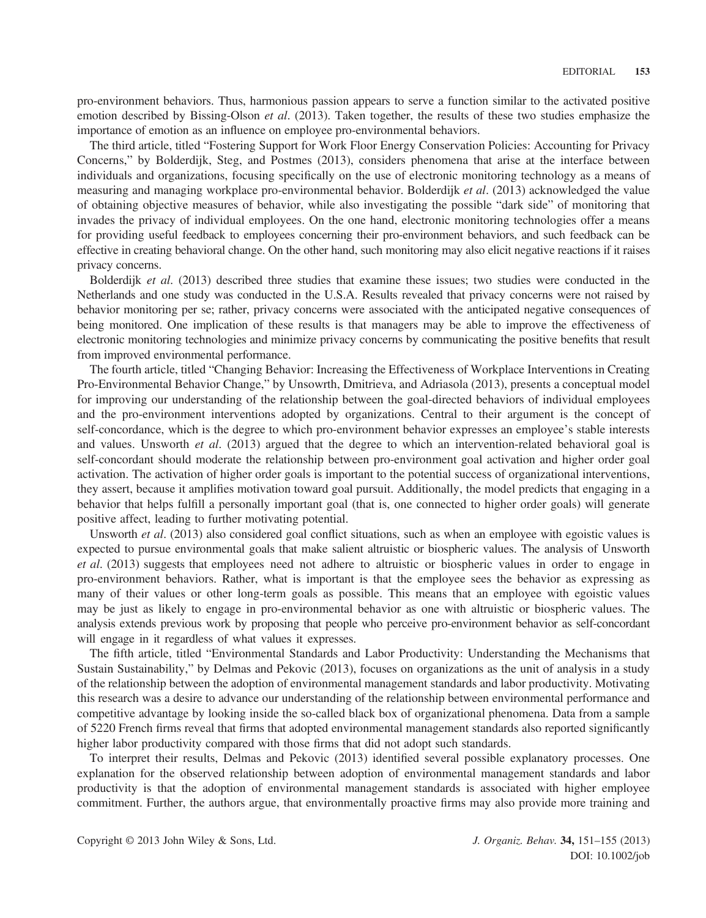pro-environment behaviors. Thus, harmonious passion appears to serve a function similar to the activated positive emotion described by Bissing-Olson *et al*. (2013). Taken together, the results of these two studies emphasize the importance of emotion as an influence on employee pro-environmental behaviors.

The third article, titled "Fostering Support for Work Floor Energy Conservation Policies: Accounting for Privacy Concerns," by Bolderdijk, Steg, and Postmes (2013), considers phenomena that arise at the interface between individuals and organizations, focusing specifically on the use of electronic monitoring technology as a means of measuring and managing workplace pro-environmental behavior. Bolderdijk *et al*. (2013) acknowledged the value of obtaining objective measures of behavior, while also investigating the possible "dark side" of monitoring that invades the privacy of individual employees. On the one hand, electronic monitoring technologies offer a means for providing useful feedback to employees concerning their pro-environment behaviors, and such feedback can be effective in creating behavioral change. On the other hand, such monitoring may also elicit negative reactions if it raises privacy concerns.

Bolderdijk *et al*. (2013) described three studies that examine these issues; two studies were conducted in the Netherlands and one study was conducted in the U.S.A. Results revealed that privacy concerns were not raised by behavior monitoring per se; rather, privacy concerns were associated with the anticipated negative consequences of being monitored. One implication of these results is that managers may be able to improve the effectiveness of electronic monitoring technologies and minimize privacy concerns by communicating the positive benefits that result from improved environmental performance.

The fourth article, titled "Changing Behavior: Increasing the Effectiveness of Workplace Interventions in Creating Pro-Environmental Behavior Change," by Unsowrth, Dmitrieva, and Adriasola (2013), presents a conceptual model for improving our understanding of the relationship between the goal-directed behaviors of individual employees and the pro-environment interventions adopted by organizations. Central to their argument is the concept of self-concordance, which is the degree to which pro-environment behavior expresses an employee's stable interests and values. Unsworth *et al*. (2013) argued that the degree to which an intervention-related behavioral goal is self-concordant should moderate the relationship between pro-environment goal activation and higher order goal activation. The activation of higher order goals is important to the potential success of organizational interventions, they assert, because it amplifies motivation toward goal pursuit. Additionally, the model predicts that engaging in a behavior that helps fulfill a personally important goal (that is, one connected to higher order goals) will generate positive affect, leading to further motivating potential.

Unsworth *et al*. (2013) also considered goal conflict situations, such as when an employee with egoistic values is expected to pursue environmental goals that make salient altruistic or biospheric values. The analysis of Unsworth *et al*. (2013) suggests that employees need not adhere to altruistic or biospheric values in order to engage in pro-environment behaviors. Rather, what is important is that the employee sees the behavior as expressing as many of their values or other long-term goals as possible. This means that an employee with egoistic values may be just as likely to engage in pro-environmental behavior as one with altruistic or biospheric values. The analysis extends previous work by proposing that people who perceive pro-environment behavior as self-concordant will engage in it regardless of what values it expresses.

The fifth article, titled "Environmental Standards and Labor Productivity: Understanding the Mechanisms that Sustain Sustainability," by Delmas and Pekovic (2013), focuses on organizations as the unit of analysis in a study of the relationship between the adoption of environmental management standards and labor productivity. Motivating this research was a desire to advance our understanding of the relationship between environmental performance and competitive advantage by looking inside the so-called black box of organizational phenomena. Data from a sample of 5220 French firms reveal that firms that adopted environmental management standards also reported significantly higher labor productivity compared with those firms that did not adopt such standards.

To interpret their results, Delmas and Pekovic (2013) identified several possible explanatory processes. One explanation for the observed relationship between adoption of environmental management standards and labor productivity is that the adoption of environmental management standards is associated with higher employee commitment. Further, the authors argue, that environmentally proactive firms may also provide more training and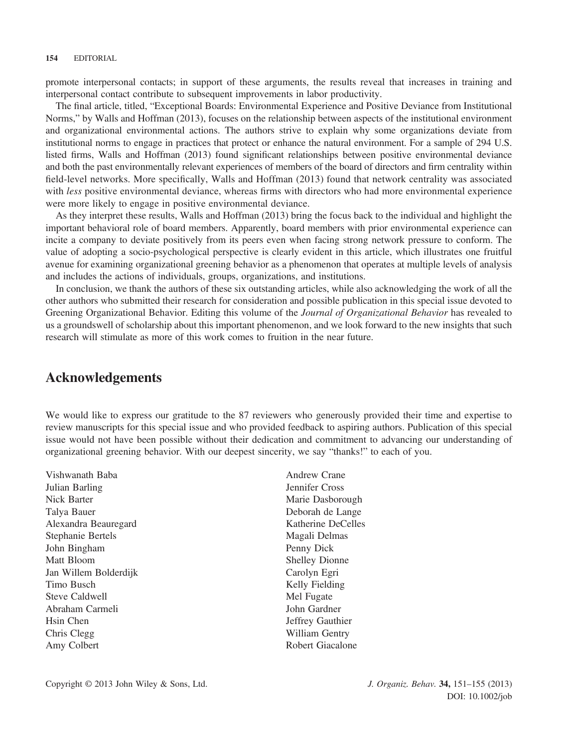promote interpersonal contacts; in support of these arguments, the results reveal that increases in training and interpersonal contact contribute to subsequent improvements in labor productivity.

The final article, titled, "Exceptional Boards: Environmental Experience and Positive Deviance from Institutional Norms," by Walls and Hoffman (2013), focuses on the relationship between aspects of the institutional environment and organizational environmental actions. The authors strive to explain why some organizations deviate from institutional norms to engage in practices that protect or enhance the natural environment. For a sample of 294 U.S. listed firms, Walls and Hoffman (2013) found significant relationships between positive environmental deviance and both the past environmentally relevant experiences of members of the board of directors and firm centrality within field-level networks. More specifically, Walls and Hoffman (2013) found that network centrality was associated with *less* positive environmental deviance, whereas firms with directors who had more environmental experience were more likely to engage in positive environmental deviance.

As they interpret these results, Walls and Hoffman (2013) bring the focus back to the individual and highlight the important behavioral role of board members. Apparently, board members with prior environmental experience can incite a company to deviate positively from its peers even when facing strong network pressure to conform. The value of adopting a socio-psychological perspective is clearly evident in this article, which illustrates one fruitful avenue for examining organizational greening behavior as a phenomenon that operates at multiple levels of analysis and includes the actions of individuals, groups, organizations, and institutions.

In conclusion, we thank the authors of these six outstanding articles, while also acknowledging the work of all the other authors who submitted their research for consideration and possible publication in this special issue devoted to Greening Organizational Behavior. Editing this volume of the *Journal of Organizational Behavior* has revealed to us a groundswell of scholarship about this important phenomenon, and we look forward to the new insights that such research will stimulate as more of this work comes to fruition in the near future.

## Acknowledgements

We would like to express our gratitude to the 87 reviewers who generously provided their time and expertise to review manuscripts for this special issue and who provided feedback to aspiring authors. Publication of this special issue would not have been possible without their dedication and commitment to advancing our understanding of organizational greening behavior. With our deepest sincerity, we say "thanks!" to each of you.

Vishwanath Baba
Julian Barling
Nick Barter
Talya Bauer
Alexandra Beauregard
Stephanie Bertels
John Bingham
Matt Bloom
Jan Willem Bolderdijk
Timo Busch
Steve Caldwell
Abraham Carmeli
Hsin Chen
Chris Clegg
Amy Colbert
Andrew Crane
Jennifer Cross
Marie Dasborough
Deborah de Lange
Katherine DeCelles
Magali Delmas
Penny Dick
Shelley Dionne
Carolyn Egri
Kelly Fielding
Mel Fugate
John Gardner
Jeffrey Gauthier
William Gentry
Robert Giacalone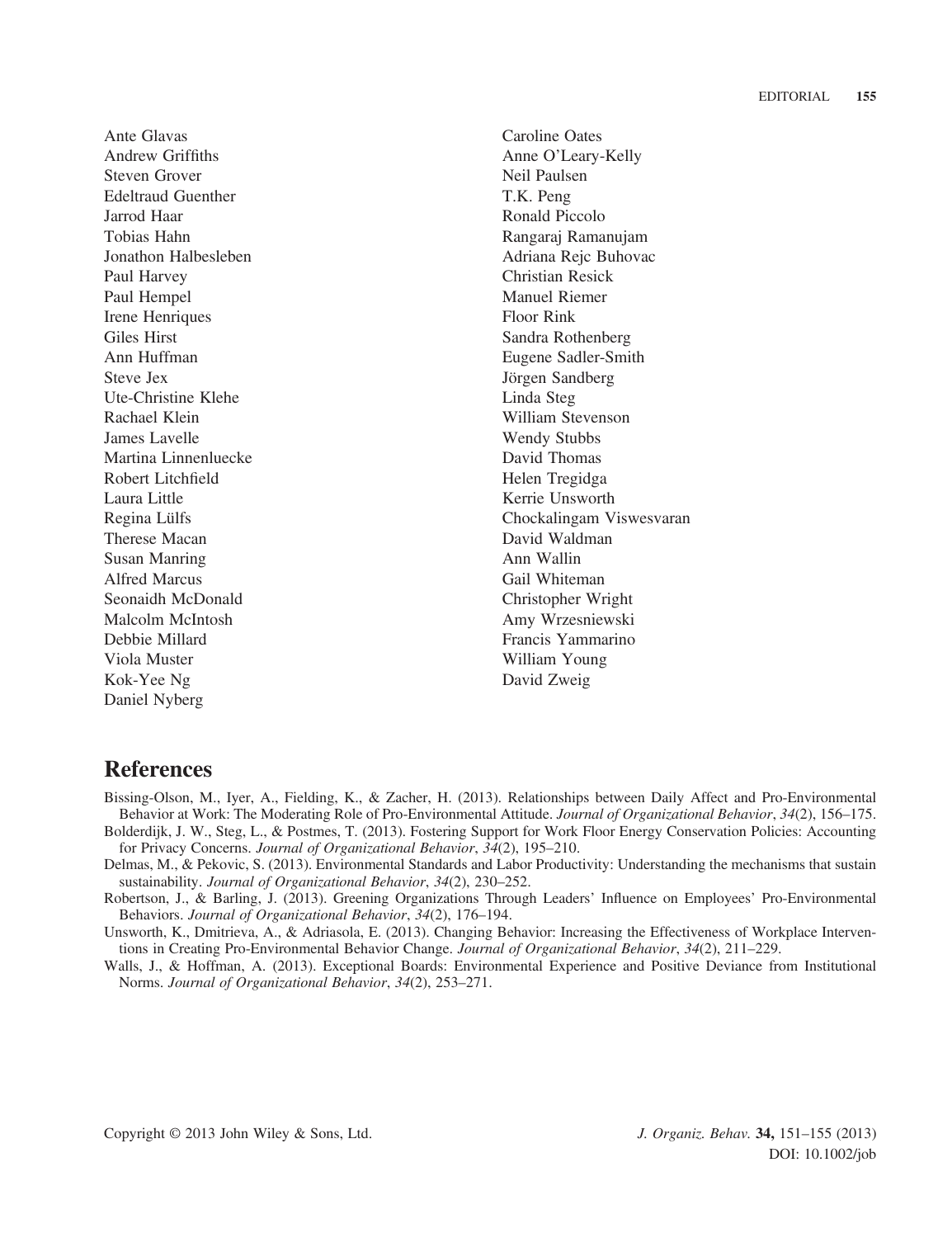Ante Glavas
Andrew Griffiths
Steven Grover
Edeltraud Guenther
Jarrod Haar
Tobias Hahn
Jonathon Halbesleben
Paul Harvey
Paul Hempel
Irene Henriques
Giles Hirst
Ann Huffman
Steve Jex
Ute-Christine Klehe
Rachael Klein
James Lavelle
Martina Linnenluecke
Robert Litchfield
Laura Little
Regina Lülfs
Therese Macan
Susan Manring
Alfred Marcus
Seonaidh McDonald
Malcolm McIntosh
Debbie Millard
Viola Muster
Kok-Yee Ng
Daniel Nyberg
Caroline Oates
Anne O'Leary-Kelly
Neil Paulsen
T.K. Peng
Ronald Piccolo
Rangaraj Ramanujam
Adriana Rejc Buhovac
Christian Resick
Manuel Riemer
Floor Rink
Sandra Rothenberg
Eugene Sadler-Smith
Jörgen Sandberg
Linda Steg
William Stevenson
Wendy Stubbs
David Thomas
Helen Tregidga
Kerrie Unsworth
Chockalingam Viswesvaran
David Waldman
Ann Wallin
Gail Whiteman
Christopher Wright
Amy Wrzesniewski
Francis Yammarino
William Young
David Zweig

## References

Bissing-Olson, M., Iyer, A., Fielding, K., & Zacher, H. (2013). Relationships between Daily Affect and Pro-Environmental Behavior at Work: The Moderating Role of Pro-Environmental Attitude. *Journal of Organizational Behavior*, *34*(2), 156–175.

Bolderdijk, J. W., Steg, L., & Postmes, T. (2013). Fostering Support for Work Floor Energy Conservation Policies: Accounting for Privacy Concerns. *Journal of Organizational Behavior*, *34*(2), 195–210.

Delmas, M., & Pekovic, S. (2013). Environmental Standards and Labor Productivity: Understanding the mechanisms that sustain sustainability. *Journal of Organizational Behavior*, *34*(2), 230–252.

Robertson, J., & Barling, J. (2013). Greening Organizations Through Leaders' Influence on Employees' Pro-Environmental Behaviors. *Journal of Organizational Behavior*, *34*(2), 176–194.

Unsworth, K., Dmitrieva, A., & Adriasola, E. (2013). Changing Behavior: Increasing the Effectiveness of Workplace Interventions in Creating Pro-Environmental Behavior Change. *Journal of Organizational Behavior*, *34*(2), 211–229.

Walls, J., & Hoffman, A. (2013). Exceptional Boards: Environmental Experience and Positive Deviance from Institutional Norms. *Journal of Organizational Behavior*, *34*(2), 253–271.